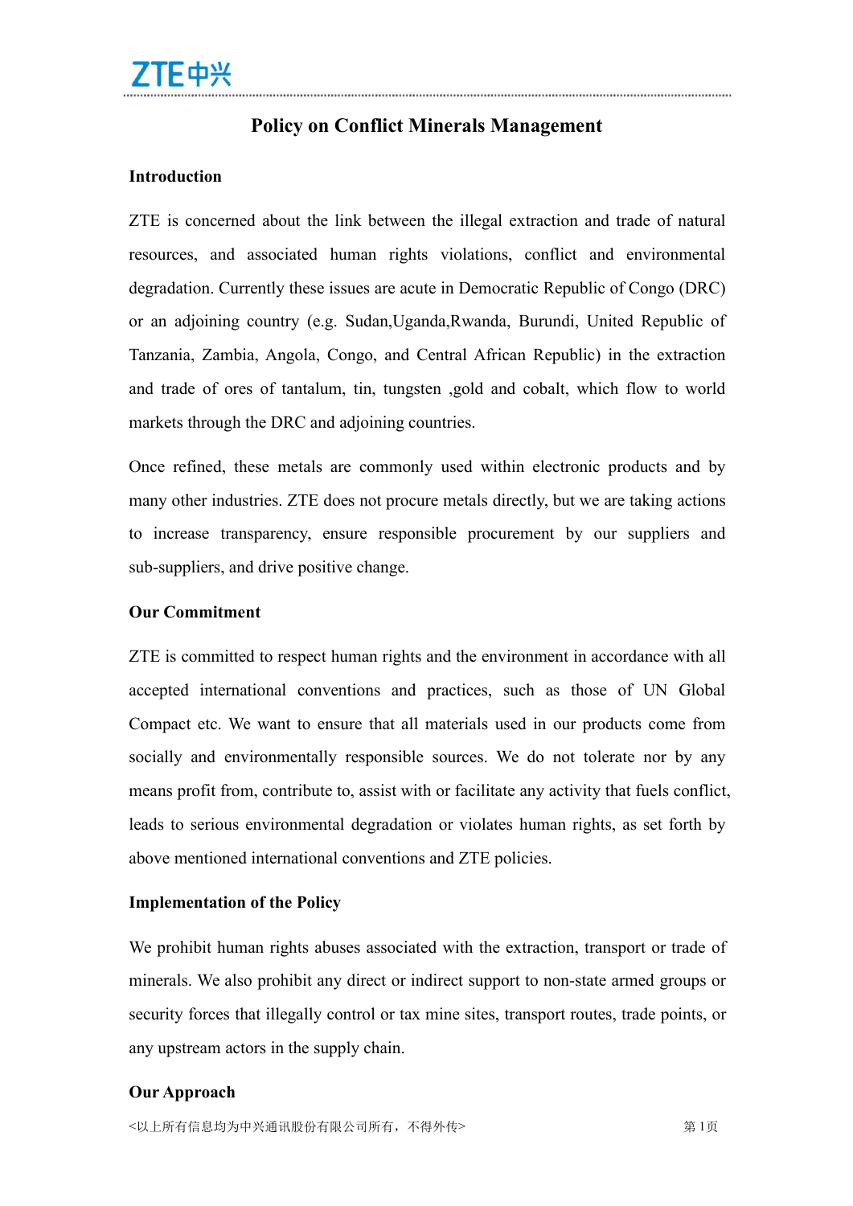# Policy on Conflict Minerals Management

## Introduction

ZTE is concerned about the link between the illegal extraction and trade of natural resources, and associated human rights violations, conflict and environmental degradation. Currently these issues are acute in Democratic Republic of Congo (DRC) or an adjoining country (e.g. Sudan,Uganda,Rwanda, Burundi, United Republic of Tanzania, Zambia, Angola, Congo, and Central African Republic) in the extraction and trade of ores of tantalum, tin, tungsten ,gold and cobalt, which flow to world markets through the DRC and adjoining countries.

Once refined, these metals are commonly used within electronic products and by many other industries. ZTE does not procure metals directly, but we are taking actions to increase transparency, ensure responsible procurement by our suppliers and sub-suppliers, and drive positive change.

## Our Commitment

ZTE is committed to respect human rights and the environment in accordance with all accepted international conventions and practices, such as those of UN Global Compact etc. We want to ensure that all materials used in our products come from socially and environmentally responsible sources. We do not tolerate nor by any means profit from, contribute to, assist with or facilitate any activity that fuels conflict, leads to serious environmental degradation or violates human rights, as set forth by above mentioned international conventions and ZTE policies.

## Implementation of the Policy

We prohibit human rights abuses associated with the extraction, transport or trade of minerals. We also prohibit any direct or indirect support to non-state armed groups or security forces that illegally control or tax mine sites, transport routes, trade points, or any upstream actors in the supply chain.

## Our Approach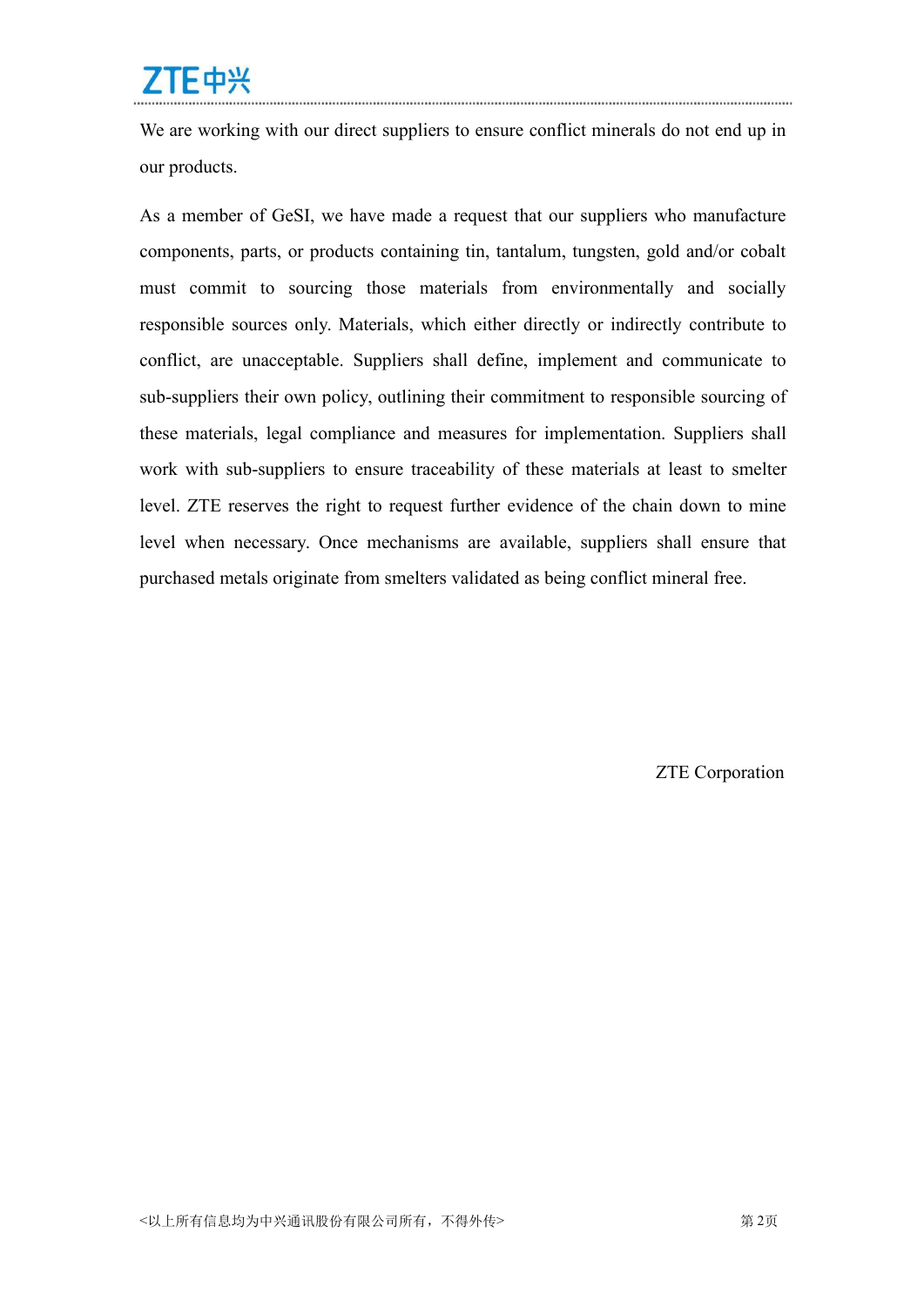We are working with our direct suppliers to ensure conflict minerals do not end up in our products.

As a member of GeSI, we have made a request that our suppliers who manufacture components, parts, or products containing tin, tantalum, tungsten, gold and/or cobalt must commit to sourcing those materials from environmentally and socially responsible sources only. Materials, which either directly or indirectly contribute to conflict, are unacceptable. Suppliers shall define, implement and communicate to sub-suppliers their own policy, outlining their commitment to responsible sourcing of these materials, legal compliance and measures for implementation. Suppliers shall work with sub-suppliers to ensure traceability of these materials at least to smelter level. ZTE reserves the right to request further evidence of the chain down to mine level when necessary. Once mechanisms are available, suppliers shall ensure that purchased metals originate from smelters validated as being conflict mineral free.

ZTE Corporation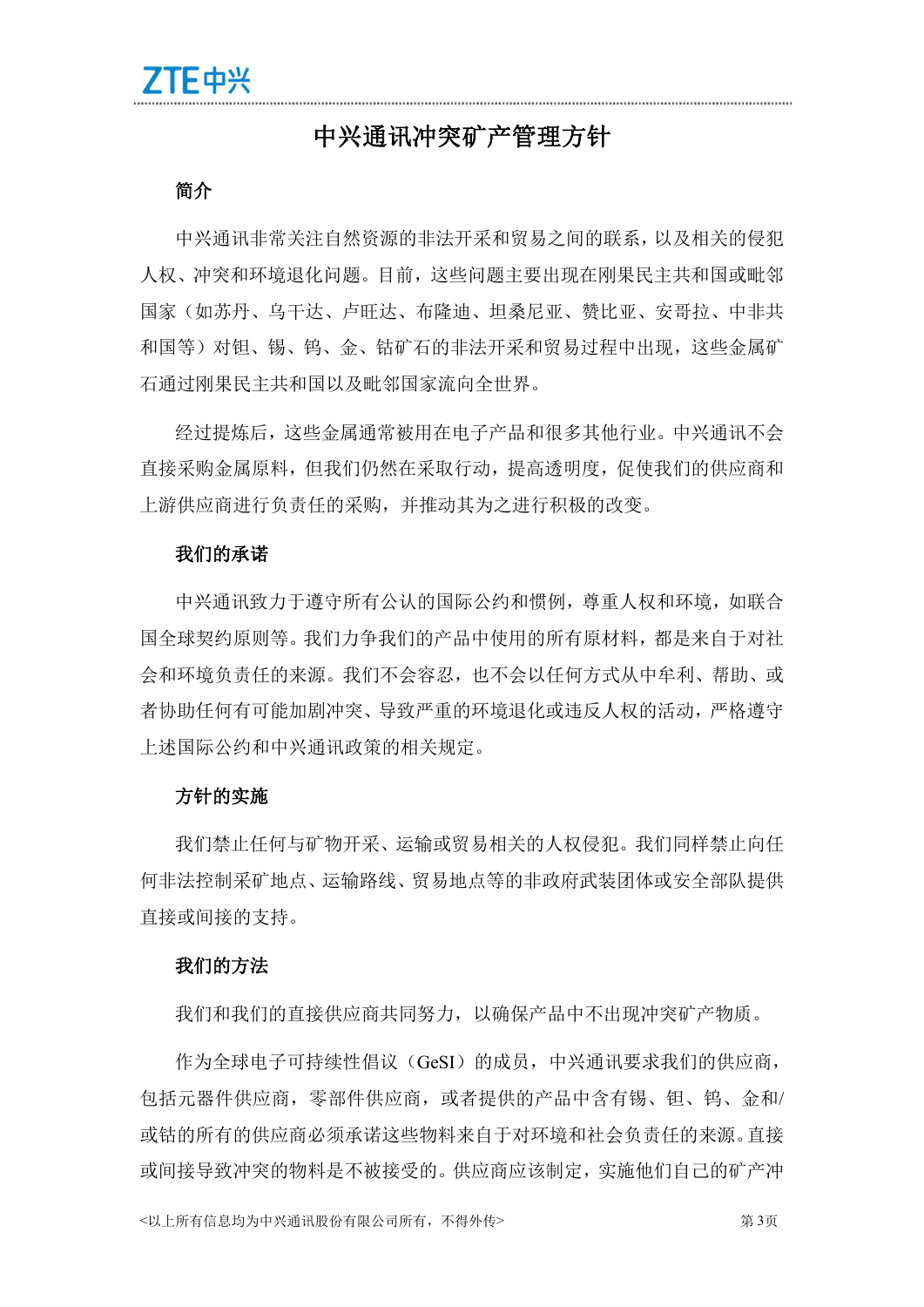# 中兴通讯冲突矿产管理方针

## 简介

中兴通讯非常关注自然资源的非法开采和贸易之间的联系，以及相关的侵犯人权、冲突和环境退化问题。目前，这些问题主要出现在刚果民主共和国或毗邻国家（如苏丹、乌干达、卢旺达、布隆迪、坦桑尼亚、赞比亚、安哥拉、中非共和国等）对钽、锡、钨、金、钴矿石的非法开采和贸易过程中出现，这些金属矿石通过刚果民主共和国以及毗邻国家流向全世界。

经过提炼后，这些金属通常被用在电子产品和很多其他行业。中兴通讯不会直接采购金属原料，但我们仍然在采取行动，提高透明度，促使我们的供应商和上游供应商进行负责任的采购，并推动其为之进行积极的改变。

## 我们的承诺

中兴通讯致力于遵守所有公认的国际公约和惯例，尊重人权和环境，如联合国全球契约原则等。我们力争我们的产品中使用的所有原材料，都是来自于对社会和环境负责任的来源。我们不会容忍，也不会以任何方式从中牟利、帮助、或者协助任何有可能加剧冲突、导致严重的环境退化或违反人权的活动，严格遵守上述国际公约和中兴通讯政策的相关规定。

## 方针的实施

我们禁止任何与矿物开采、运输或贸易相关的人权侵犯。我们同样禁止向任何非法控制采矿地点、运输路线、贸易地点等的非政府武装团体或安全部队提供直接或间接的支持。

## 我们的方法

我们和我们的直接供应商共同努力，以确保产品中不出现冲突矿产物质。

作为全球电子可持续性倡议（GeSI）的成员，中兴通讯要求我们的供应商，包括元器件供应商，零部件供应商，或者提供的产品中含有锡、钽、钨、金和/或钴的所有的供应商必须承诺这些物料来自于对环境和社会负责任的来源。直接或间接导致冲突的物料是不被接受的。供应商应该制定，实施他们自己的矿产冲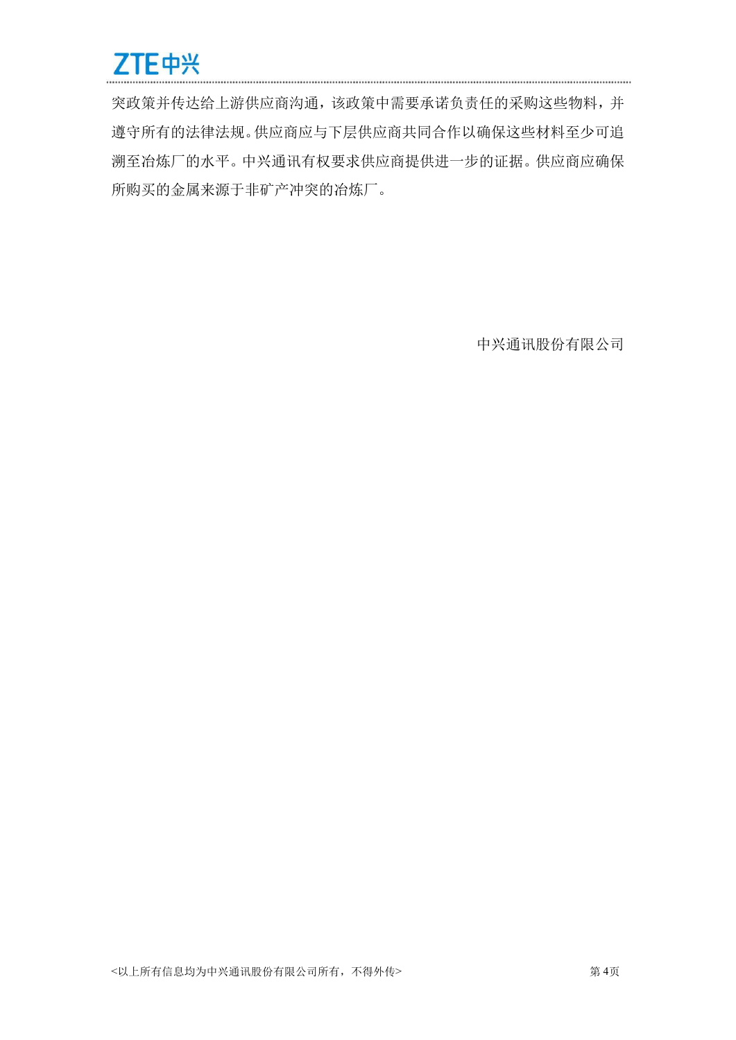突政策并传达给上游供应商沟通，该政策中需要承诺负责任的采购这些物料，并遵守所有的法律法规。供应商应与下层供应商共同合作以确保这些材料至少可追溯至冶炼厂的水平。中兴通讯有权要求供应商提供进一步的证据。供应商应确保所购买的金属来源于非矿产冲突的冶炼厂。

中兴通讯股份有限公司

<以上所有信息均为中兴通讯股份有限公司所有，不得外传>